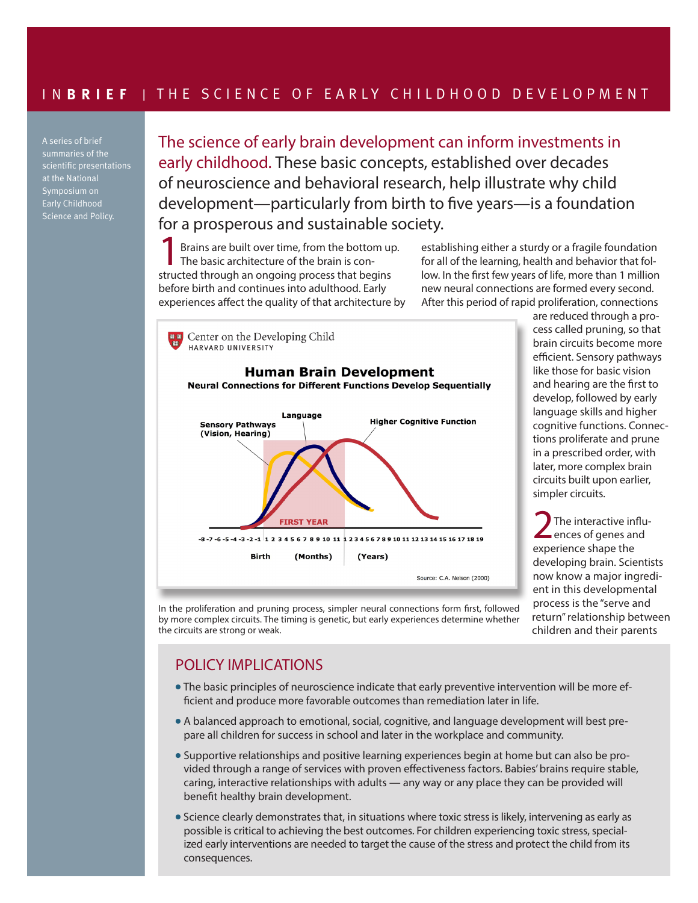# INBRIEF | THE SCIENCE OF EARLY CHILDHOOD DEVELOPMENT

A series of brief summaries of the scientific presentations at the National Symposium on Early Childhood Science and Policy.

**The science of early brain development can inform investments in early childhood.** These basic concepts, established over decades of neuroscience and behavioral research, help illustrate why child development—particularly from birth to five years—is a foundation for a prosperous and sustainable society.

**1** Brains are built over time, from the bottom up. The basic architecture of the brain is constructed through an ongoing process that begins before birth and continues into adulthood. Early experiences affect the quality of that architecture by establishing either a sturdy or a fragile foundation for all of the learning, health and behavior that follow. In the first few years of life, more than 1 million new neural connections are formed every second. After this period of rapid proliferation, connections are reduced through a process called pruning, so that brain circuits become more efficient. Sensory pathways like those for basic vision and hearing are the first to develop, followed by early language skills and higher cognitive functions. Connections proliferate and prune in a prescribed order, with later, more complex brain circuits built upon earlier, simpler circuits.

Center on the Developing Child, HARVARD UNIVERSITY

**Human Brain Development**

**Neural Connections for Different Functions Develop Sequentially**

Sensory Pathways (Vision, Hearing); Language; Higher Cognitive Function; FIRST YEAR

-8 -7 -6 -5 -4 -3 -2 -1 1 2 3 4 5 6 7 8 9 10 11 1 2 3 4 5 6 7 8 9 10 11 12 13 14 15 16 17 18 19

Birth (Months) (Years)

Source: C.A. Nelson (2000)

In the proliferation and pruning process, simpler neural connections form first, followed by more complex circuits. The timing is genetic, but early experiences determine whether the circuits are strong or weak.

**2** The interactive influences of genes and experience shape the developing brain. Scientists now know a major ingredient in this developmental process is the "serve and return" relationship between children and their parents

## POLICY IMPLICATIONS

- The basic principles of neuroscience indicate that early preventive intervention will be more efficient and produce more favorable outcomes than remediation later in life.
- A balanced approach to emotional, social, cognitive, and language development will best prepare all children for success in school and later in the workplace and community.
- Supportive relationships and positive learning experiences begin at home but can also be provided through a range of services with proven effectiveness factors. Babies' brains require stable, caring, interactive relationships with adults — any way or any place they can be provided will benefit healthy brain development.
- Science clearly demonstrates that, in situations where toxic stress is likely, intervening as early as possible is critical to achieving the best outcomes. For children experiencing toxic stress, specialized early interventions are needed to target the cause of the stress and protect the child from its consequences.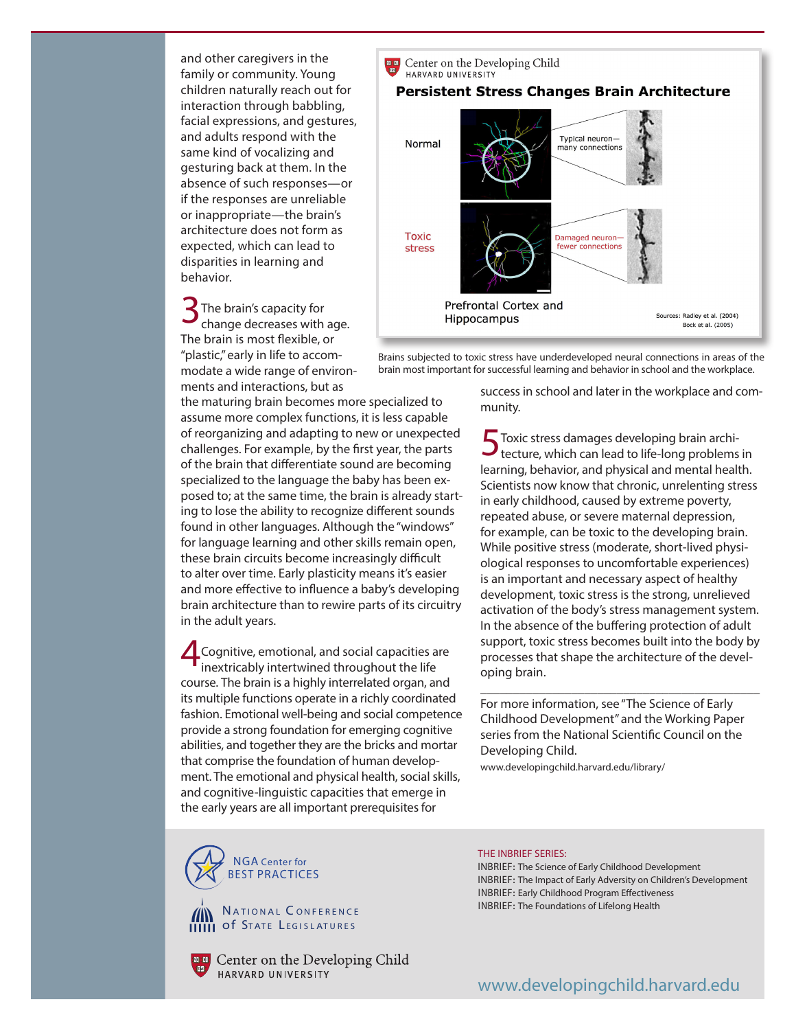and other caregivers in the family or community. Young children naturally reach out for interaction through babbling, facial expressions, and gestures, and adults respond with the same kind of vocalizing and gesturing back at them. In the absence of such responses—or if the responses are unreliable or inappropriate—the brain's architecture does not form as expected, which can lead to disparities in learning and behavior.

**3** The brain's capacity for change decreases with age. The brain is most flexible, or "plastic," early in life to accommodate a wide range of environments and interactions, but as the maturing brain becomes more specialized to assume more complex functions, it is less capable of reorganizing and adapting to new or unexpected challenges. For example, by the first year, the parts of the brain that differentiate sound are becoming specialized to the language the baby has been exposed to; at the same time, the brain is already starting to lose the ability to recognize different sounds found in other languages. Although the "windows" for language learning and other skills remain open, these brain circuits become increasingly difficult to alter over time. Early plasticity means it's easier and more effective to influence a baby's developing brain architecture than to rewire parts of its circuitry in the adult years.

**4** Cognitive, emotional, and social capacities are inextricably intertwined throughout the life course. The brain is a highly interrelated organ, and its multiple functions operate in a richly coordinated fashion. Emotional well-being and social competence provide a strong foundation for emerging cognitive abilities, and together they are the bricks and mortar that comprise the foundation of human development. The emotional and physical health, social skills, and cognitive-linguistic capacities that emerge in the early years are all important prerequisites for success in school and later in the workplace and community.

Center on the Developing Child
HARVARD UNIVERSITY

**Persistent Stress Changes Brain Architecture**

Normal

Typical neuron—many connections

Toxic stress

Damaged neuron—fewer connections

Prefrontal Cortex and Hippocampus

Sources: Radley et al. (2004) Bock et al. (2005)

Brains subjected to toxic stress have underdeveloped neural connections in areas of the brain most important for successful learning and behavior in school and the workplace.

**5** Toxic stress damages developing brain architecture, which can lead to life-long problems in learning, behavior, and physical and mental health. Scientists now know that chronic, unrelenting stress in early childhood, caused by extreme poverty, repeated abuse, or severe maternal depression, for example, can be toxic to the developing brain. While positive stress (moderate, short-lived physiological responses to uncomfortable experiences) is an important and necessary aspect of healthy development, toxic stress is the strong, unrelieved activation of the body's stress management system. In the absence of the buffering protection of adult support, toxic stress becomes built into the body by processes that shape the architecture of the developing brain.

---

For more information, see "The Science of Early Childhood Development" and the Working Paper series from the National Scientific Council on the Developing Child.

www.developingchild.harvard.edu/library/

NGA Center for BEST PRACTICES

National Conference of State Legislatures

Center on the Developing Child
HARVARD UNIVERSITY

THE INBRIEF SERIES:

INBRIEF: The Science of Early Childhood Development
INBRIEF: The Impact of Early Adversity on Children's Development
INBRIEF: Early Childhood Program Effectiveness
INBRIEF: The Foundations of Lifelong Health

www.developingchild.harvard.edu